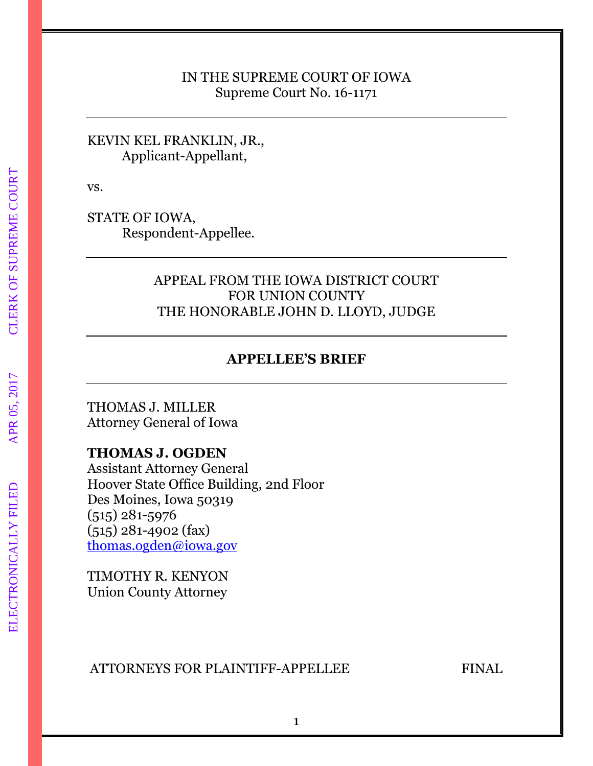IN THE SUPREME COURT OF IOWA
Supreme Court No. 16-1171

---

KEVIN KEL FRANKLIN, JR.,
Applicant-Appellant,

vs.

STATE OF IOWA,
Respondent-Appellee.

---

APPEAL FROM THE IOWA DISTRICT COURT
FOR UNION COUNTY
THE HONORABLE JOHN D. LLOYD, JUDGE

---

**APPELLEE'S BRIEF**

---

THOMAS J. MILLER
Attorney General of Iowa

**THOMAS J. OGDEN**
Assistant Attorney General
Hoover State Office Building, 2nd Floor
Des Moines, Iowa 50319
(515) 281-5976
(515) 281-4902 (fax)
thomas.ogden@iowa.gov

TIMOTHY R. KENYON
Union County Attorney

ATTORNEYS FOR PLAINTIFF-APPELLEE

FINAL

ELECTRONICALLY FILED APR 05, 2017 CLERK OF SUPREME COURT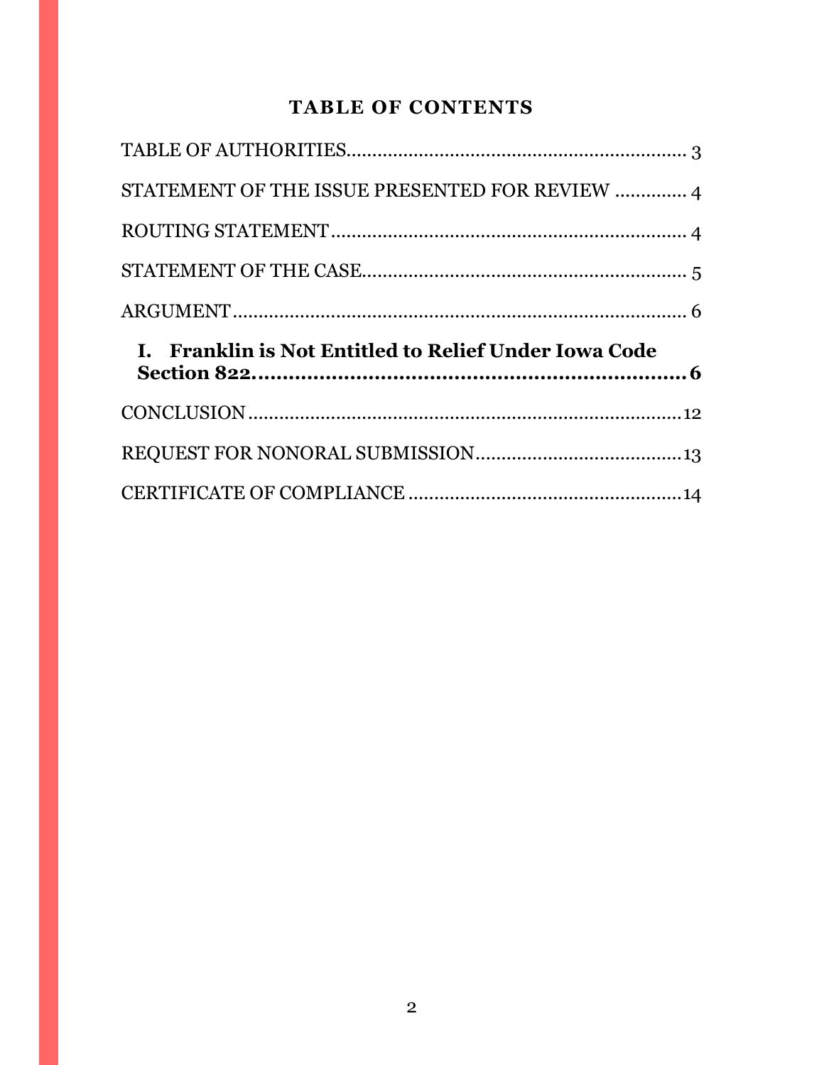## TABLE OF CONTENTS

TABLE OF AUTHORITIES .................................................................. 3

STATEMENT OF THE ISSUE PRESENTED FOR REVIEW .............. 4

ROUTING STATEMENT ..................................................................... 4

STATEMENT OF THE CASE ............................................................... 5

ARGUMENT ......................................................................................... 6

**I. Franklin is Not Entitled to Relief Under Iowa Code Section 822 ........................................................................ 6**

CONCLUSION ..................................................................................... 12

REQUEST FOR NONORAL SUBMISSION ........................................ 13

CERTIFICATE OF COMPLIANCE ..................................................... 14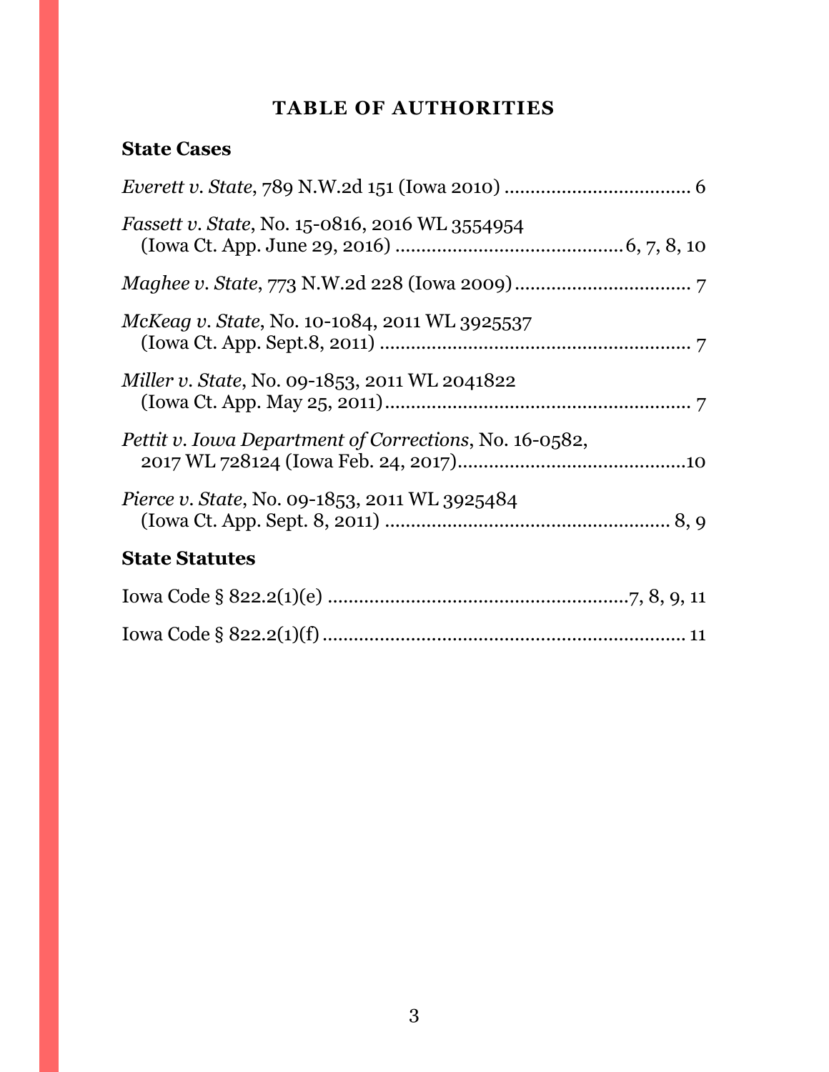# TABLE OF AUTHORITIES

## State Cases

*Everett v. State*, 789 N.W.2d 151 (Iowa 2010) .................................... 6

*Fassett v. State*, No. 15-0816, 2016 WL 3554954
(Iowa Ct. App. June 29, 2016) ........................................... 6, 7, 8, 10

*Maghee v. State*, 773 N.W.2d 228 (Iowa 2009) .................................. 7

*McKeag v. State*, No. 10-1084, 2011 WL 3925537
(Iowa Ct. App. Sept.8, 2011) ............................................................ 7

*Miller v. State*, No. 09-1853, 2011 WL 2041822
(Iowa Ct. App. May 25, 2011)............................................................ 7

*Pettit v. Iowa Department of Corrections*, No. 16-0582,
2017 WL 728124 (Iowa Feb. 24, 2017)............................................10

*Pierce v. State*, No. 09-1853, 2011 WL 3925484
(Iowa Ct. App. Sept. 8, 2011) ....................................................... 8, 9

## State Statutes

Iowa Code § 822.2(1)(e) ..........................................................7, 8, 9, 11

Iowa Code § 822.2(1)(f) ...................................................................... 11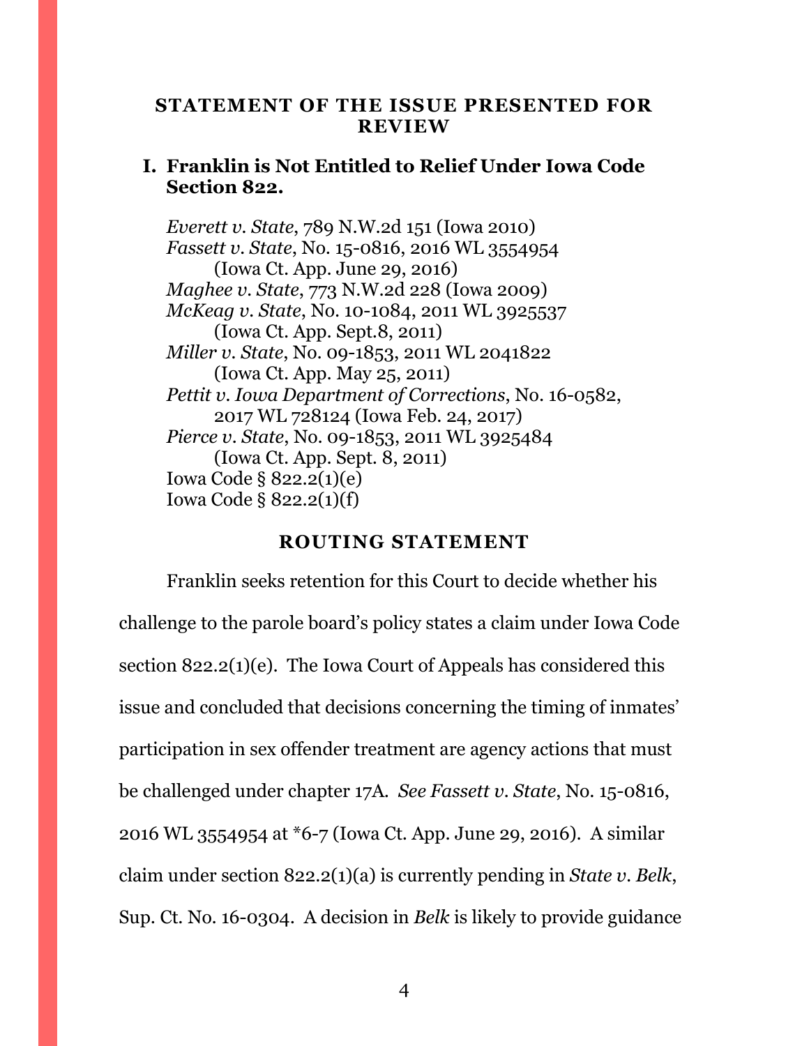## STATEMENT OF THE ISSUE PRESENTED FOR REVIEW

### I. Franklin is Not Entitled to Relief Under Iowa Code Section 822.

*Everett v. State*, 789 N.W.2d 151 (Iowa 2010)
*Fassett v. State*, No. 15-0816, 2016 WL 3554954 (Iowa Ct. App. June 29, 2016)
*Maghee v. State*, 773 N.W.2d 228 (Iowa 2009)
*McKeag v. State*, No. 10-1084, 2011 WL 3925537 (Iowa Ct. App. Sept.8, 2011)
*Miller v. State*, No. 09-1853, 2011 WL 2041822 (Iowa Ct. App. May 25, 2011)
*Pettit v. Iowa Department of Corrections*, No. 16-0582, 2017 WL 728124 (Iowa Feb. 24, 2017)
*Pierce v. State*, No. 09-1853, 2011 WL 3925484 (Iowa Ct. App. Sept. 8, 2011)
Iowa Code § 822.2(1)(e)
Iowa Code § 822.2(1)(f)

## ROUTING STATEMENT

Franklin seeks retention for this Court to decide whether his challenge to the parole board's policy states a claim under Iowa Code section 822.2(1)(e). The Iowa Court of Appeals has considered this issue and concluded that decisions concerning the timing of inmates' participation in sex offender treatment are agency actions that must be challenged under chapter 17A. *See Fassett v. State*, No. 15-0816, 2016 WL 3554954 at *6-7 (Iowa Ct. App. June 29, 2016). A similar claim under section 822.2(1)(a) is currently pending in *State v. Belk*, Sup. Ct. No. 16-0304. A decision in *Belk* is likely to provide guidance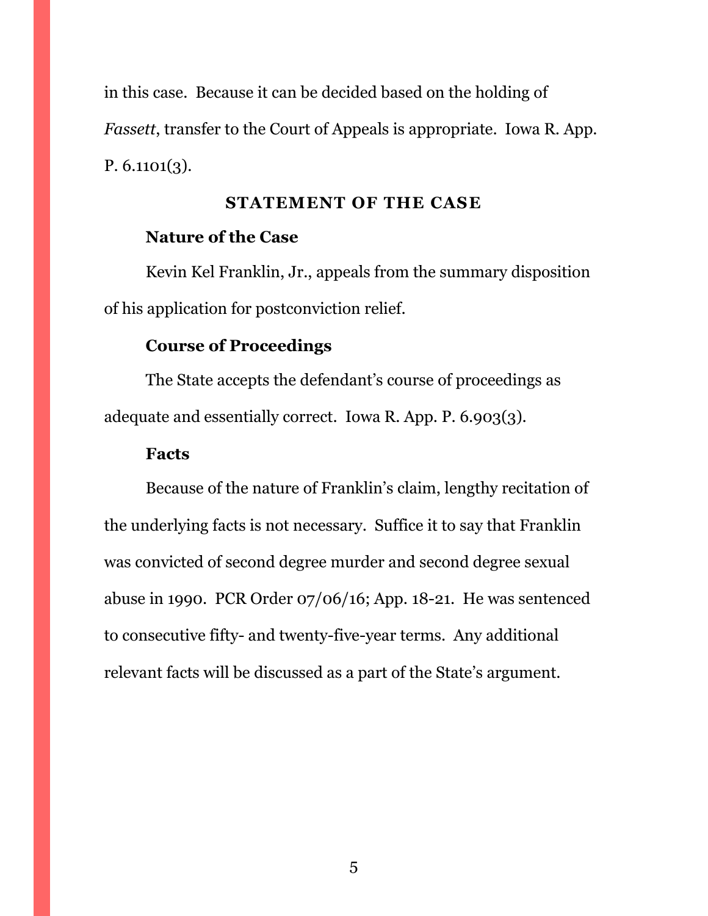in this case. Because it can be decided based on the holding of *Fassett*, transfer to the Court of Appeals is appropriate. Iowa R. App. P. 6.1101(3).

## STATEMENT OF THE CASE

### Nature of the Case

Kevin Kel Franklin, Jr., appeals from the summary disposition of his application for postconviction relief.

### Course of Proceedings

The State accepts the defendant's course of proceedings as adequate and essentially correct. Iowa R. App. P. 6.903(3).

### Facts

Because of the nature of Franklin's claim, lengthy recitation of the underlying facts is not necessary. Suffice it to say that Franklin was convicted of second degree murder and second degree sexual abuse in 1990. PCR Order 07/06/16; App. 18-21. He was sentenced to consecutive fifty- and twenty-five-year terms. Any additional relevant facts will be discussed as a part of the State's argument.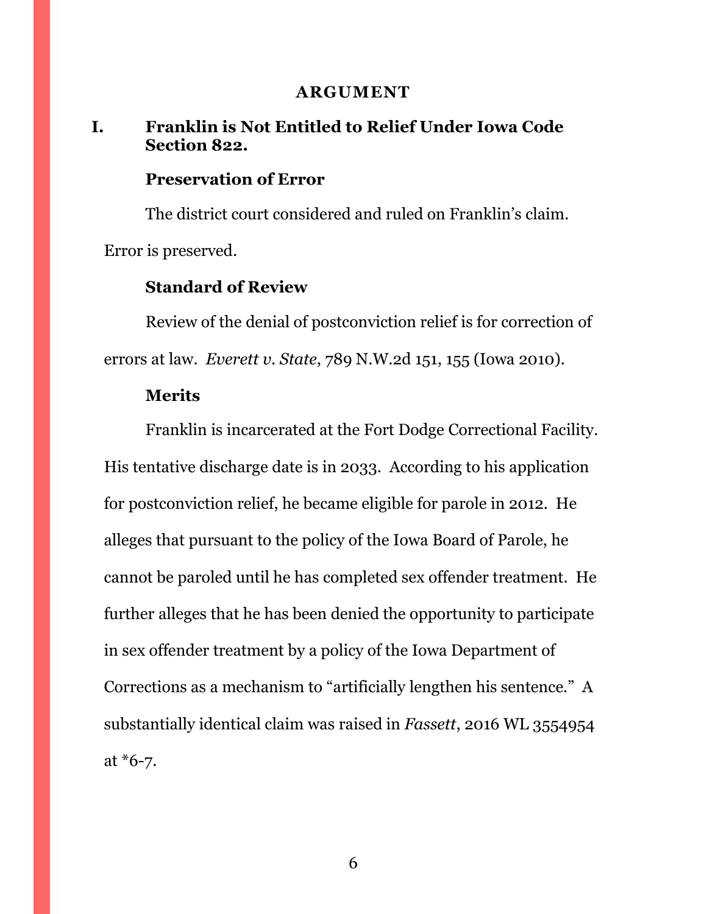## ARGUMENT

### I. Franklin is Not Entitled to Relief Under Iowa Code Section 822.

#### Preservation of Error

The district court considered and ruled on Franklin's claim. Error is preserved.

#### Standard of Review

Review of the denial of postconviction relief is for correction of errors at law. *Everett v. State*, 789 N.W.2d 151, 155 (Iowa 2010).

#### Merits

Franklin is incarcerated at the Fort Dodge Correctional Facility. His tentative discharge date is in 2033. According to his application for postconviction relief, he became eligible for parole in 2012. He alleges that pursuant to the policy of the Iowa Board of Parole, he cannot be paroled until he has completed sex offender treatment. He further alleges that he has been denied the opportunity to participate in sex offender treatment by a policy of the Iowa Department of Corrections as a mechanism to "artificially lengthen his sentence." A substantially identical claim was raised in *Fassett*, 2016 WL 3554954 at *6-7.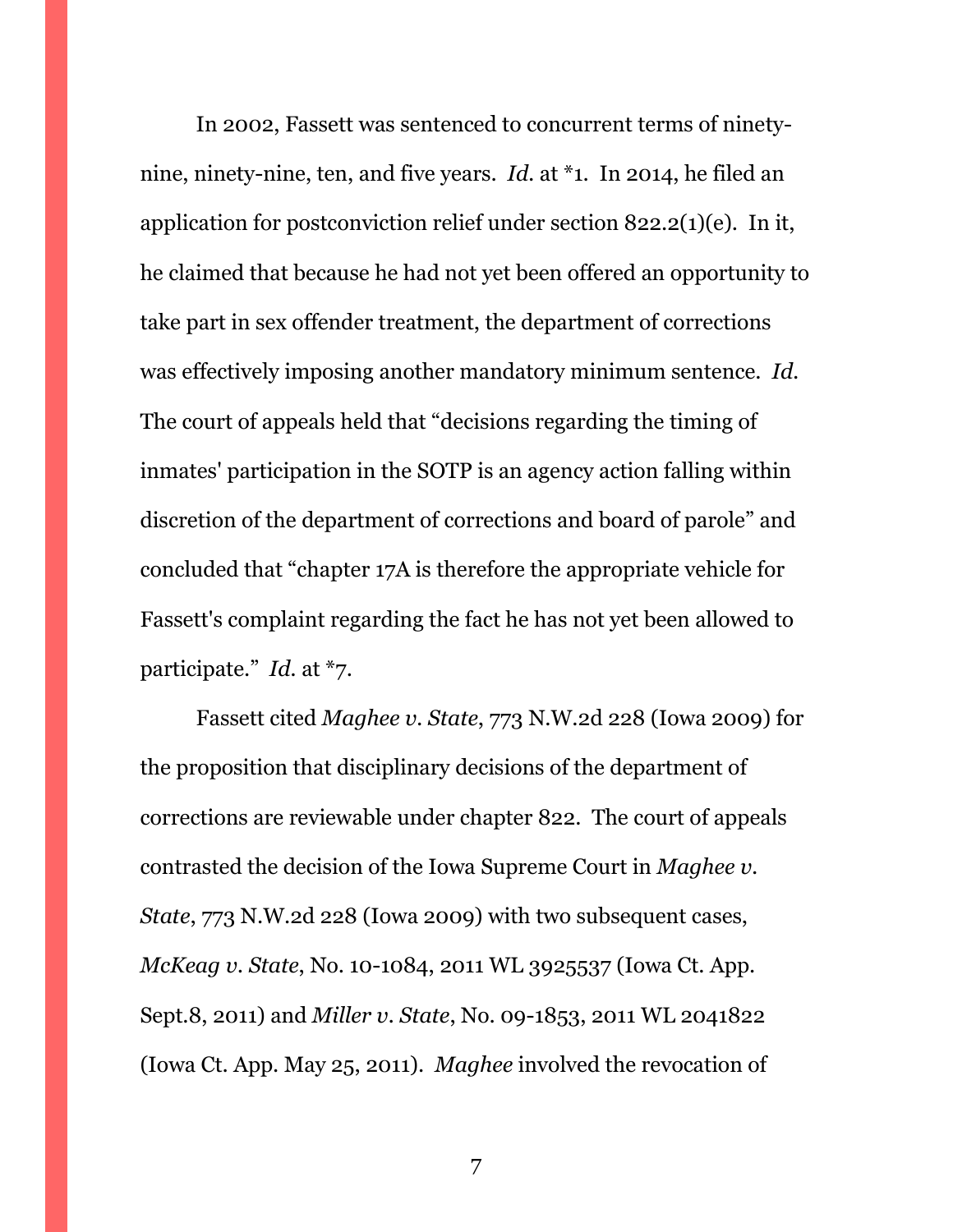In 2002, Fassett was sentenced to concurrent terms of ninety-nine, ninety-nine, ten, and five years. *Id.* at *1. In 2014, he filed an application for postconviction relief under section 822.2(1)(e). In it, he claimed that because he had not yet been offered an opportunity to take part in sex offender treatment, the department of corrections was effectively imposing another mandatory minimum sentence. *Id.* The court of appeals held that "decisions regarding the timing of inmates' participation in the SOTP is an agency action falling within discretion of the department of corrections and board of parole" and concluded that "chapter 17A is therefore the appropriate vehicle for Fassett's complaint regarding the fact he has not yet been allowed to participate." *Id.* at *7.

Fassett cited *Maghee v. State*, 773 N.W.2d 228 (Iowa 2009) for the proposition that disciplinary decisions of the department of corrections are reviewable under chapter 822. The court of appeals contrasted the decision of the Iowa Supreme Court in *Maghee v. State*, 773 N.W.2d 228 (Iowa 2009) with two subsequent cases, *McKeag v. State*, No. 10-1084, 2011 WL 3925537 (Iowa Ct. App. Sept.8, 2011) and *Miller v. State*, No. 09-1853, 2011 WL 2041822 (Iowa Ct. App. May 25, 2011). *Maghee* involved the revocation of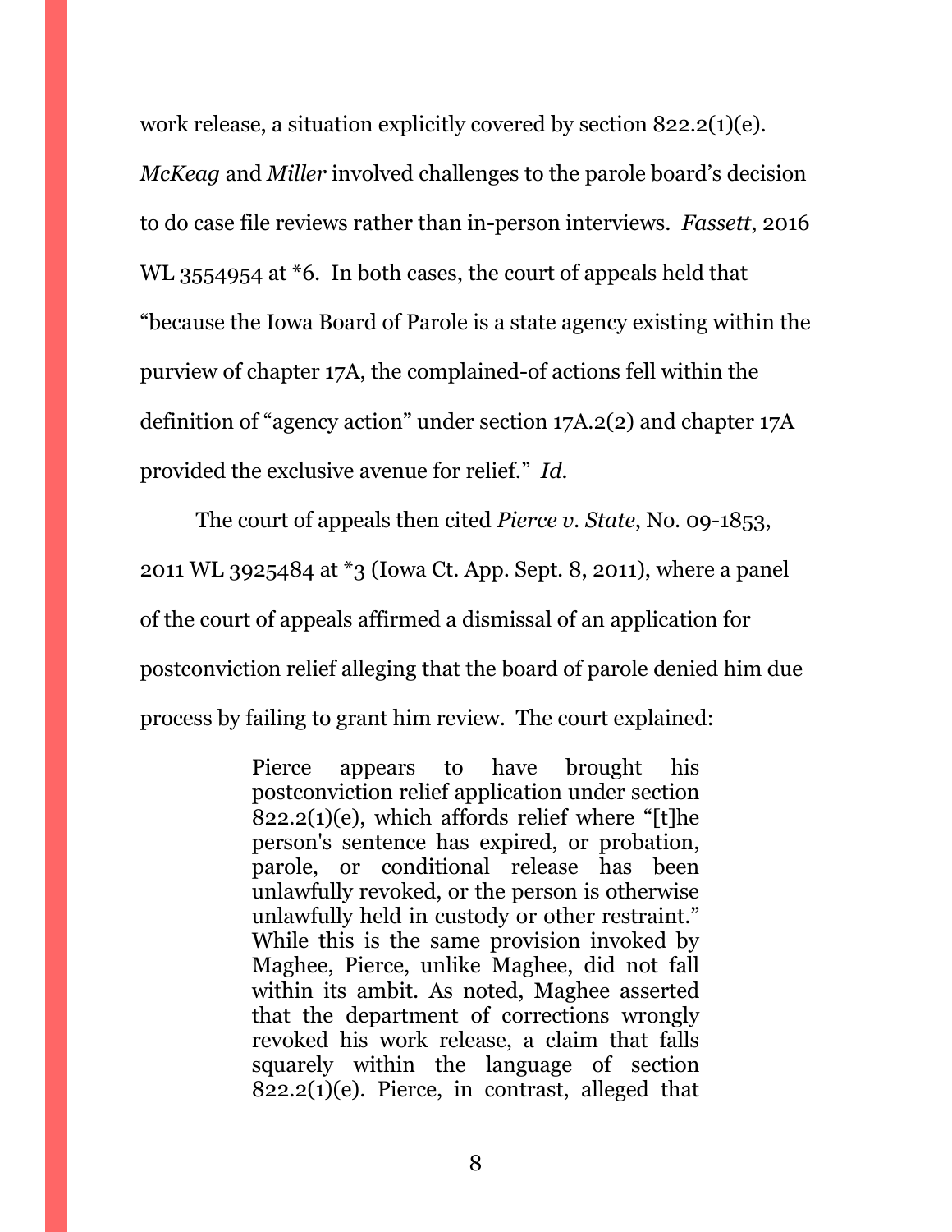work release, a situation explicitly covered by section 822.2(1)(e). *McKeag* and *Miller* involved challenges to the parole board's decision to do case file reviews rather than in-person interviews. *Fassett*, 2016 WL 3554954 at *6. In both cases, the court of appeals held that "because the Iowa Board of Parole is a state agency existing within the purview of chapter 17A, the complained-of actions fell within the definition of "agency action" under section 17A.2(2) and chapter 17A provided the exclusive avenue for relief." *Id.*

The court of appeals then cited *Pierce v. State*, No. 09-1853, 2011 WL 3925484 at *3 (Iowa Ct. App. Sept. 8, 2011), where a panel of the court of appeals affirmed a dismissal of an application for postconviction relief alleging that the board of parole denied him due process by failing to grant him review. The court explained:

> Pierce appears to have brought his postconviction relief application under section 822.2(1)(e), which affords relief where "[t]he person's sentence has expired, or probation, parole, or conditional release has been unlawfully revoked, or the person is otherwise unlawfully held in custody or other restraint." While this is the same provision invoked by Maghee, Pierce, unlike Maghee, did not fall within its ambit. As noted, Maghee asserted that the department of corrections wrongly revoked his work release, a claim that falls squarely within the language of section 822.2(1)(e). Pierce, in contrast, alleged that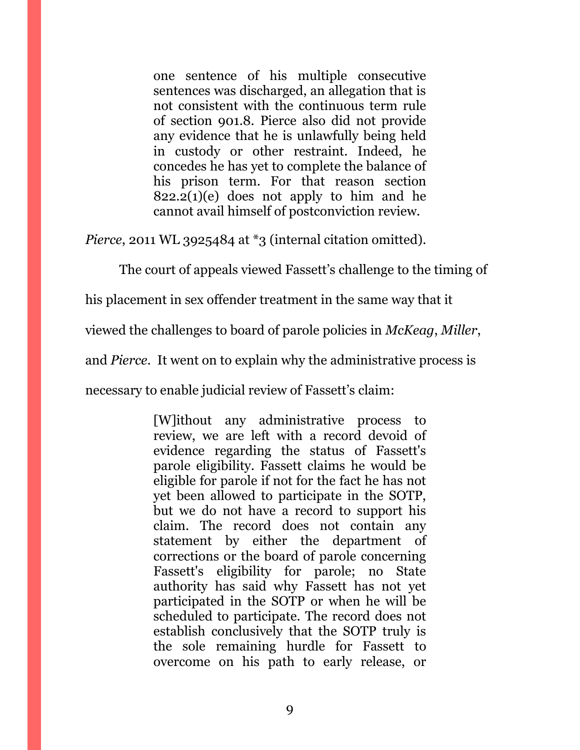> one sentence of his multiple consecutive sentences was discharged, an allegation that is not consistent with the continuous term rule of section 901.8. Pierce also did not provide any evidence that he is unlawfully being held in custody or other restraint. Indeed, he concedes he has yet to complete the balance of his prison term. For that reason section 822.2(1)(e) does not apply to him and he cannot avail himself of postconviction review.

*Pierce*, 2011 WL 3925484 at *3 (internal citation omitted).

The court of appeals viewed Fassett's challenge to the timing of his placement in sex offender treatment in the same way that it viewed the challenges to board of parole policies in *McKeag*, *Miller*, and *Pierce*. It went on to explain why the administrative process is necessary to enable judicial review of Fassett's claim:

> [W]ithout any administrative process to review, we are left with a record devoid of evidence regarding the status of Fassett's parole eligibility. Fassett claims he would be eligible for parole if not for the fact he has not yet been allowed to participate in the SOTP, but we do not have a record to support his claim. The record does not contain any statement by either the department of corrections or the board of parole concerning Fassett's eligibility for parole; no State authority has said why Fassett has not yet participated in the SOTP or when he will be scheduled to participate. The record does not establish conclusively that the SOTP truly is the sole remaining hurdle for Fassett to overcome on his path to early release, or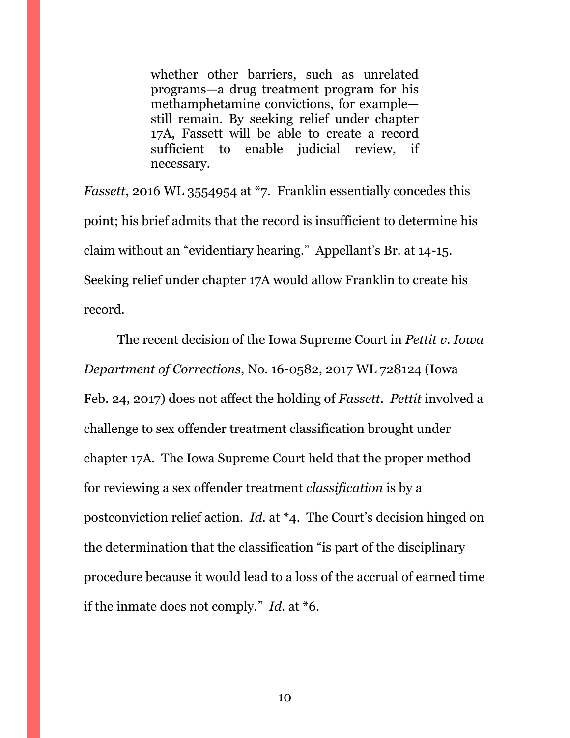> whether other barriers, such as unrelated programs—a drug treatment program for his methamphetamine convictions, for example—still remain. By seeking relief under chapter 17A, Fassett will be able to create a record sufficient to enable judicial review, if necessary.

*Fassett*, 2016 WL 3554954 at *7. Franklin essentially concedes this point; his brief admits that the record is insufficient to determine his claim without an "evidentiary hearing." Appellant's Br. at 14-15. Seeking relief under chapter 17A would allow Franklin to create his record.

The recent decision of the Iowa Supreme Court in *Pettit v. Iowa Department of Corrections*, No. 16-0582, 2017 WL 728124 (Iowa Feb. 24, 2017) does not affect the holding of *Fassett*. *Pettit* involved a challenge to sex offender treatment classification brought under chapter 17A. The Iowa Supreme Court held that the proper method for reviewing a sex offender treatment *classification* is by a postconviction relief action. *Id.* at *4. The Court's decision hinged on the determination that the classification "is part of the disciplinary procedure because it would lead to a loss of the accrual of earned time if the inmate does not comply." *Id.* at *6.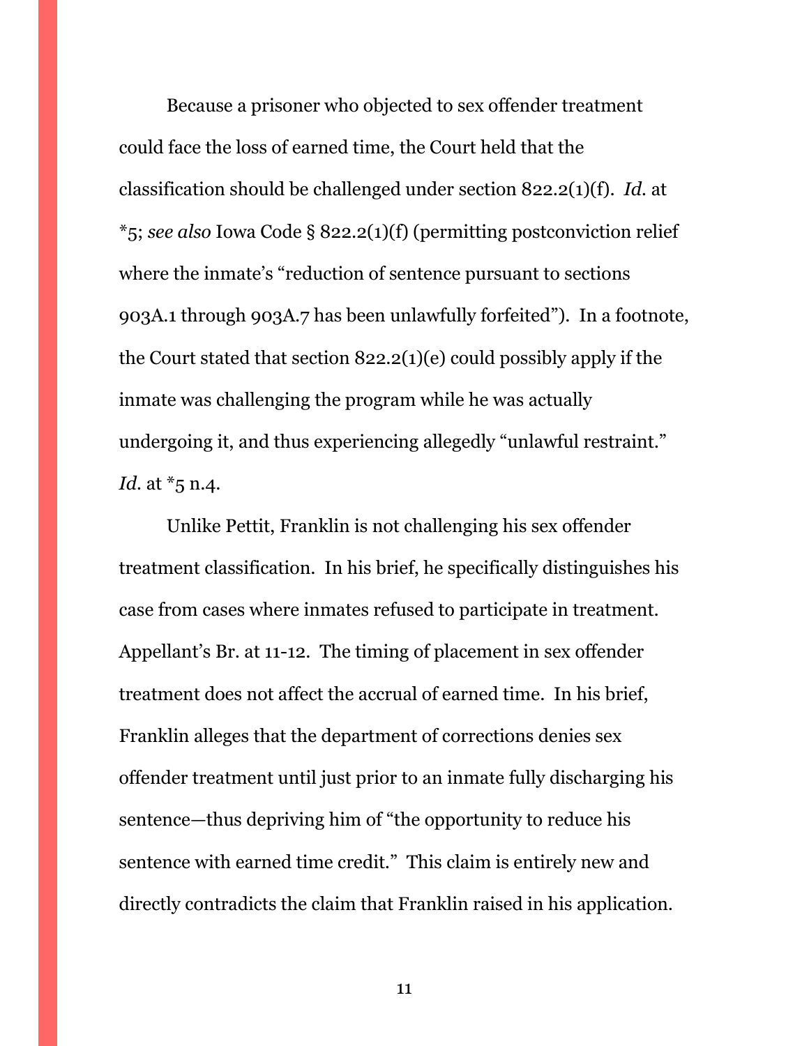Because a prisoner who objected to sex offender treatment could face the loss of earned time, the Court held that the classification should be challenged under section 822.2(1)(f). *Id.* at *5; *see also* Iowa Code § 822.2(1)(f) (permitting postconviction relief where the inmate's "reduction of sentence pursuant to sections 903A.1 through 903A.7 has been unlawfully forfeited"). In a footnote, the Court stated that section 822.2(1)(e) could possibly apply if the inmate was challenging the program while he was actually undergoing it, and thus experiencing allegedly "unlawful restraint." *Id.* at *5 n.4.

Unlike Pettit, Franklin is not challenging his sex offender treatment classification. In his brief, he specifically distinguishes his case from cases where inmates refused to participate in treatment. Appellant's Br. at 11-12. The timing of placement in sex offender treatment does not affect the accrual of earned time. In his brief, Franklin alleges that the department of corrections denies sex offender treatment until just prior to an inmate fully discharging his sentence—thus depriving him of "the opportunity to reduce his sentence with earned time credit." This claim is entirely new and directly contradicts the claim that Franklin raised in his application.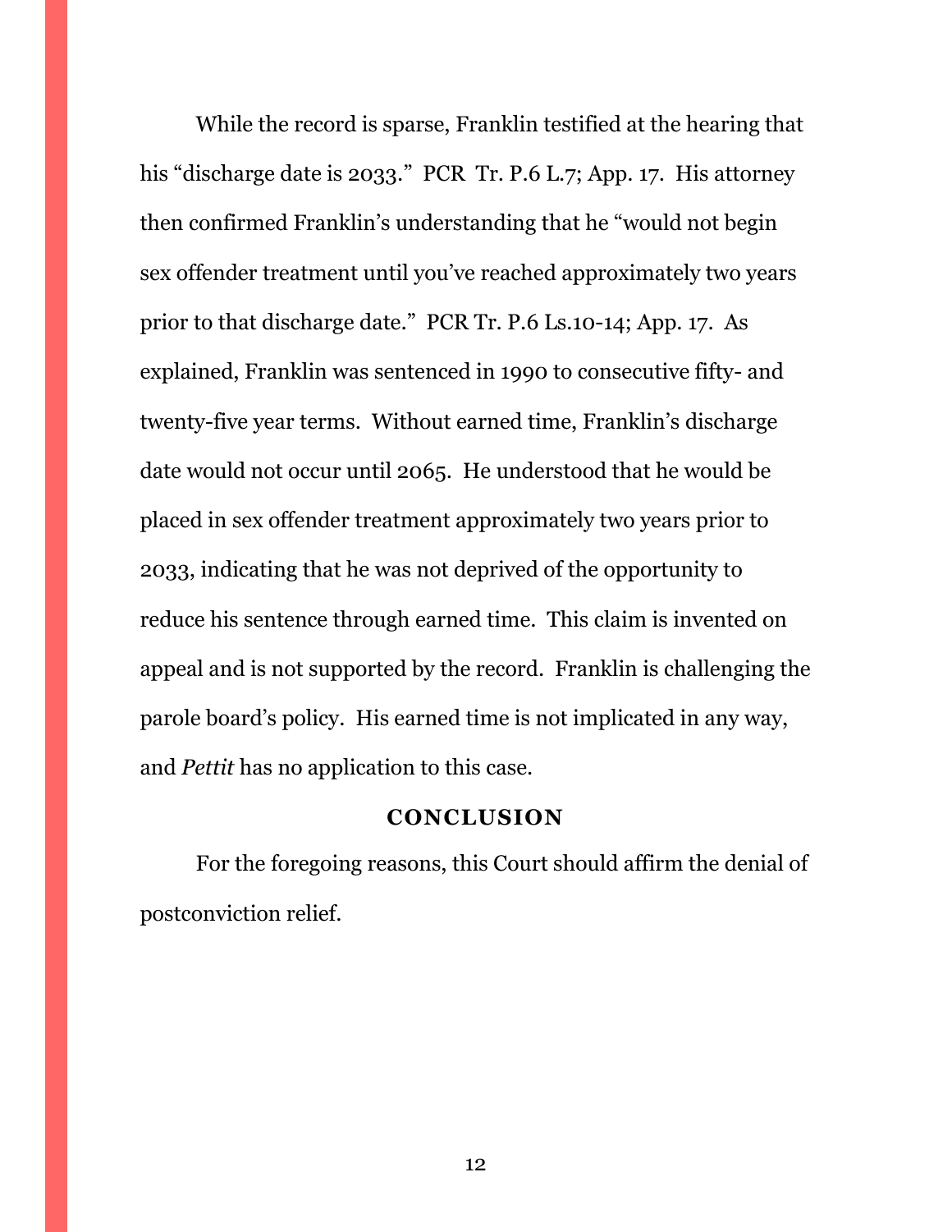While the record is sparse, Franklin testified at the hearing that his "discharge date is 2033." PCR Tr. P.6 L.7; App. 17. His attorney then confirmed Franklin's understanding that he "would not begin sex offender treatment until you've reached approximately two years prior to that discharge date." PCR Tr. P.6 Ls.10-14; App. 17. As explained, Franklin was sentenced in 1990 to consecutive fifty- and twenty-five year terms. Without earned time, Franklin's discharge date would not occur until 2065. He understood that he would be placed in sex offender treatment approximately two years prior to 2033, indicating that he was not deprived of the opportunity to reduce his sentence through earned time. This claim is invented on appeal and is not supported by the record. Franklin is challenging the parole board's policy. His earned time is not implicated in any way, and *Pettit* has no application to this case.

## CONCLUSION

For the foregoing reasons, this Court should affirm the denial of postconviction relief.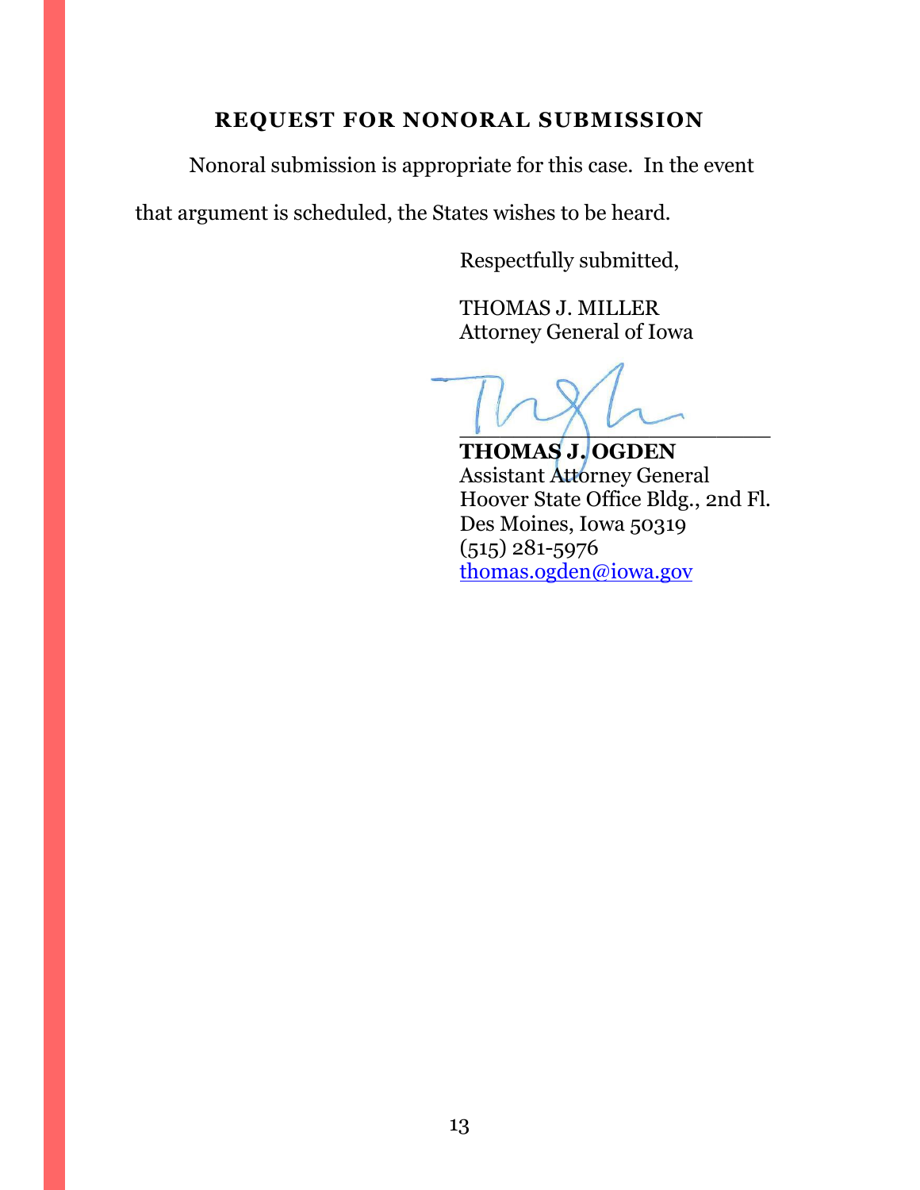## REQUEST FOR NONORAL SUBMISSION

Nonoral submission is appropriate for this case. In the event that argument is scheduled, the States wishes to be heard.

Respectfully submitted,

THOMAS J. MILLER
Attorney General of Iowa

______________________

**THOMAS J. OGDEN**
Assistant Attorney General
Hoover State Office Bldg., 2nd Fl.
Des Moines, Iowa 50319
(515) 281-5976
thomas.ogden@iowa.gov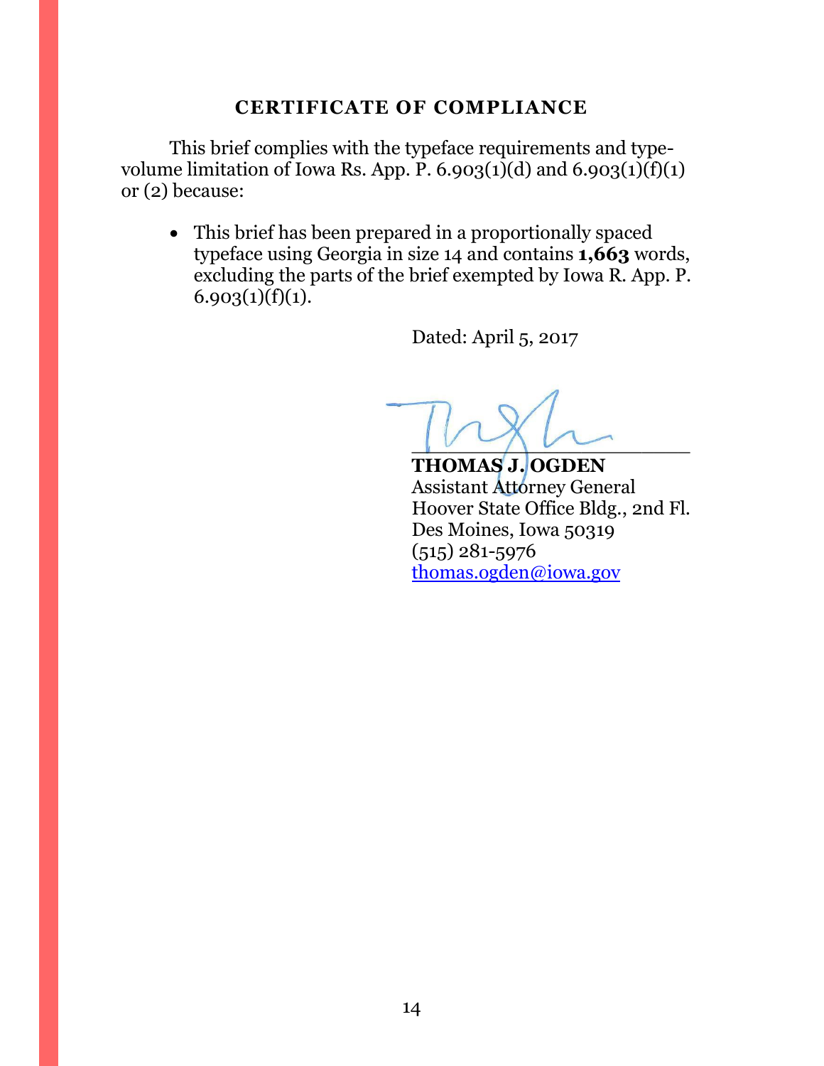## CERTIFICATE OF COMPLIANCE

This brief complies with the typeface requirements and type-volume limitation of Iowa Rs. App. P. 6.903(1)(d) and 6.903(1)(f)(1) or (2) because:

- This brief has been prepared in a proportionally spaced typeface using Georgia in size 14 and contains **1,663** words, excluding the parts of the brief exempted by Iowa R. App. P. 6.903(1)(f)(1).

Dated: April 5, 2017

\_\_\_\_\_\_\_\_\_\_\_\_\_\_\_\_\_\_\_\_\_\_\_\_\_\_\_\_

**THOMAS J. OGDEN**
Assistant Attorney General
Hoover State Office Bldg., 2nd Fl.
Des Moines, Iowa 50319
(515) 281-5976
thomas.ogden@iowa.gov